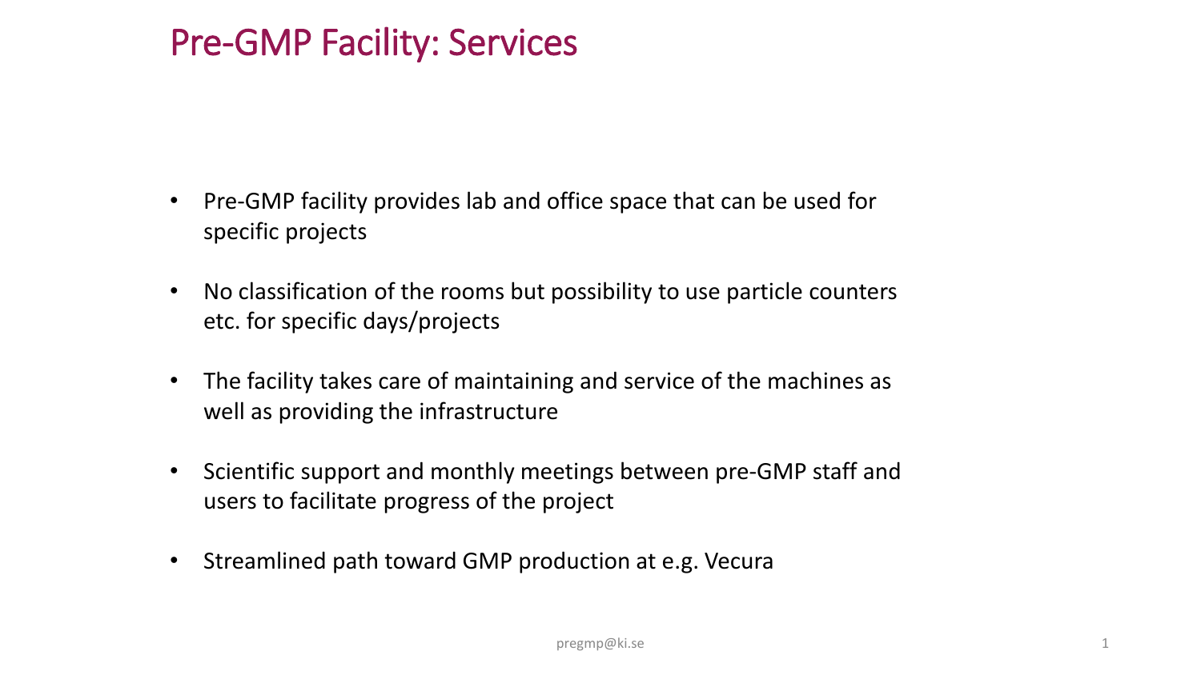# Pre-GMP Facility: Services

- Pre-GMP facility provides lab and office space that can be used for specific projects
- No classification of the rooms but possibility to use particle counters etc. for specific days/projects
- The facility takes care of maintaining and service of the machines as well as providing the infrastructure
- Scientific support and monthly meetings between pre-GMP staff and users to facilitate progress of the project
- Streamlined path toward GMP production at e.g. Vecura

pregmp@ki.se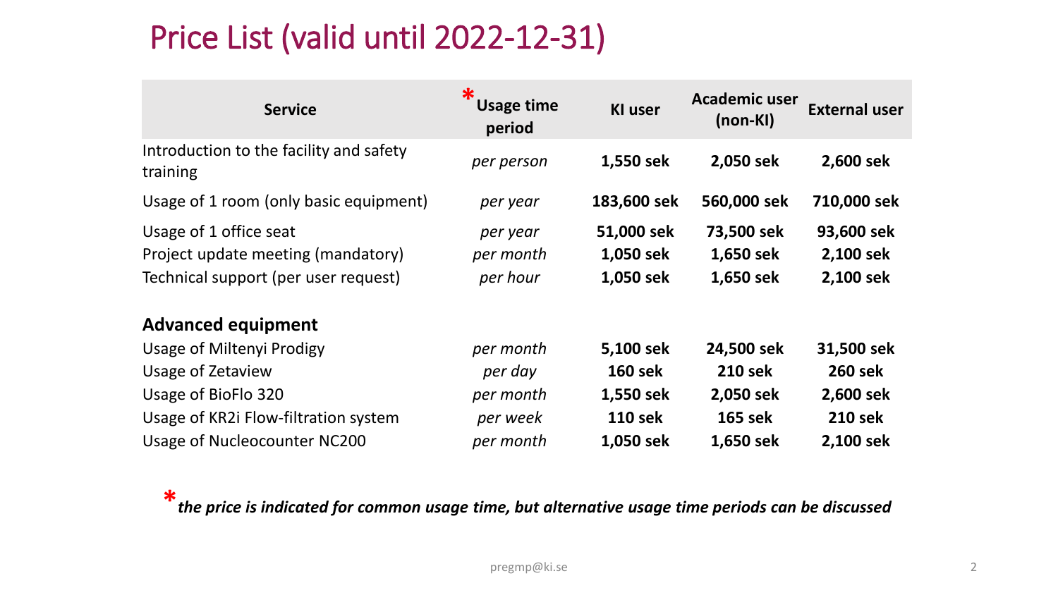# Price List (valid until 2022-12-31)

| Service | *Usage time period | KI user | Academic user (non-KI) | External user |
|---|---|---|---|---|
| Introduction to the facility and safety training | *per person* | **1,550 sek** | **2,050 sek** | **2,600 sek** |
| Usage of 1 room (only basic equipment) | *per year* | **183,600 sek** | **560,000 sek** | **710,000 sek** |
| Usage of 1 office seat | *per year* | **51,000 sek** | **73,500 sek** | **93,600 sek** |
| Project update meeting (mandatory) | *per month* | **1,050 sek** | **1,650 sek** | **2,100 sek** |
| Technical support (per user request) | *per hour* | **1,050 sek** | **1,650 sek** | **2,100 sek** |
| **Advanced equipment** | | | | |
| Usage of Miltenyi Prodigy | *per month* | **5,100 sek** | **24,500 sek** | **31,500 sek** |
| Usage of Zetaview | *per day* | **160 sek** | **210 sek** | **260 sek** |
| Usage of BioFlo 320 | *per month* | **1,550 sek** | **2,050 sek** | **2,600 sek** |
| Usage of KR2i Flow-filtration system | *per week* | **110 sek** | **165 sek** | **210 sek** |
| Usage of Nucleocounter NC200 | *per month* | **1,050 sek** | **1,650 sek** | **2,100 sek** |

*\*the price is indicated for common usage time, but alternative usage time periods can be discussed*

pregmp@ki.se